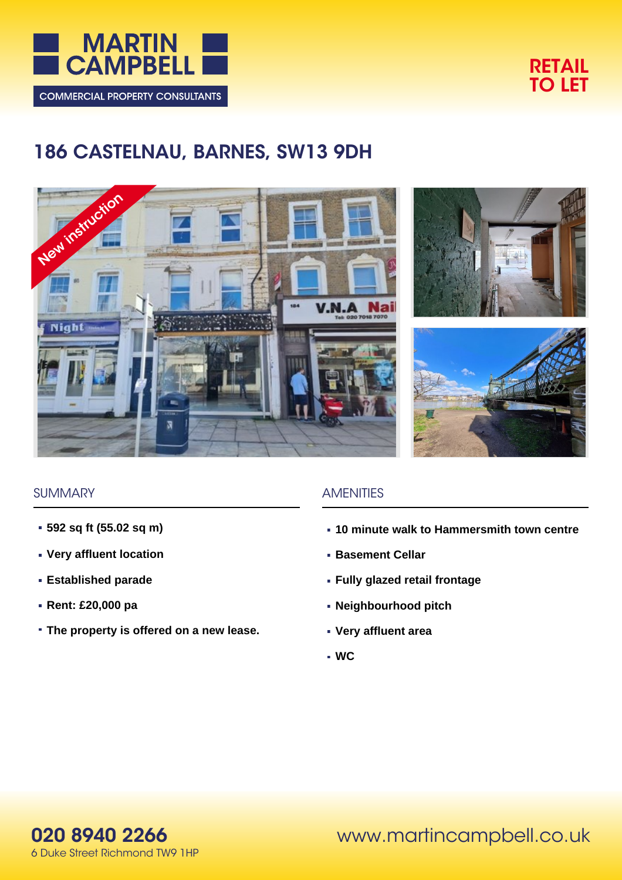MARTIN CAMPBELL

COMMERCIAL PROPERTY CONSULTANTS

RETAIL TO LET

# 186 CASTELNAU, BARNES, SW13 9DH

## SUMMARY

- **592 sq ft (55.02 sq m)**
- **Very affluent location**
- **Established parade**
- **Rent: £20,000 pa**
- **The property is offered on a new lease.**

## AMENITIES

- **10 minute walk to Hammersmith town centre**
- **Basement Cellar**
- **Fully glazed retail frontage**
- **Neighbourhood pitch**
- **Very affluent area**
- **WC**

**020 8940 2266**
6 Duke Street Richmond TW9 1HP

www.martincampbell.co.uk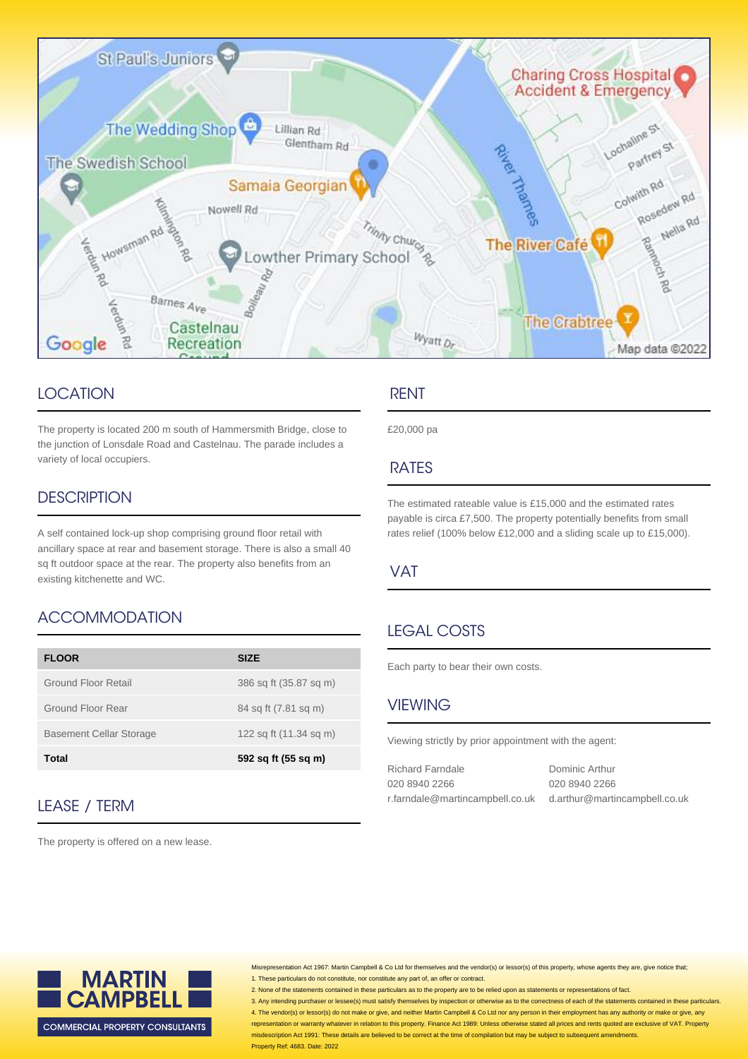## LOCATION

The property is located 200 m south of Hammersmith Bridge, close to the junction of Lonsdale Road and Castelnau. The parade includes a variety of local occupiers.

## DESCRIPTION

A self contained lock-up shop comprising ground floor retail with ancillary space at rear and basement storage. There is also a small 40 sq ft outdoor space at the rear. The property also benefits from an existing kitchenette and WC.

## ACCOMMODATION

| FLOOR | SIZE |
|---|---|
| Ground Floor Retail | 386 sq ft (35.87 sq m) |
| Ground Floor Rear | 84 sq ft (7.81 sq m) |
| Basement Cellar Storage | 122 sq ft (11.34 sq m) |
| **Total** | **592 sq ft (55 sq m)** |

## LEASE / TERM

The property is offered on a new lease.

## RENT

£20,000 pa

## RATES

The estimated rateable value is £15,000 and the estimated rates payable is circa £7,500. The property potentially benefits from small rates relief (100% below £12,000 and a sliding scale up to £15,000).

## VAT

## LEGAL COSTS

Each party to bear their own costs.

## VIEWING

Viewing strictly by prior appointment with the agent:

Richard Farndale
020 8940 2266
r.farndale@martincampbell.co.uk

Dominic Arthur
020 8940 2266
d.arthur@martincampbell.co.uk

MARTIN CAMPBELL
COMMERCIAL PROPERTY CONSULTANTS

Misrepresentation Act 1967: Martin Campbell & Co Ltd for themselves and the vendor(s) or lessor(s) of this property, whose agents they are, give notice that;
1. These particulars do not constitute, nor constitute any part of, an offer or contract.
2. None of the statements contained in these particulars as to the property are to be relied upon as statements or representations of fact.
3. Any intending purchaser or lessee(s) must satisfy themselves by inspection or otherwise as to the correctness of each of the statements contained in these particulars.
4. The vendor(s) or lessor(s) do not make or give, and neither Martin Campbell & Co Ltd nor any person in their employment has any authority or make or give, any representation or warranty whatever in relation to this property. Finance Act 1989: Unless otherwise stated all prices and rents quoted are exclusive of VAT. Property misdescription Act 1991: These details are believed to be correct at the time of compilation but may be subject to subsequent amendments.
Property Ref: 4683. Date: 2022